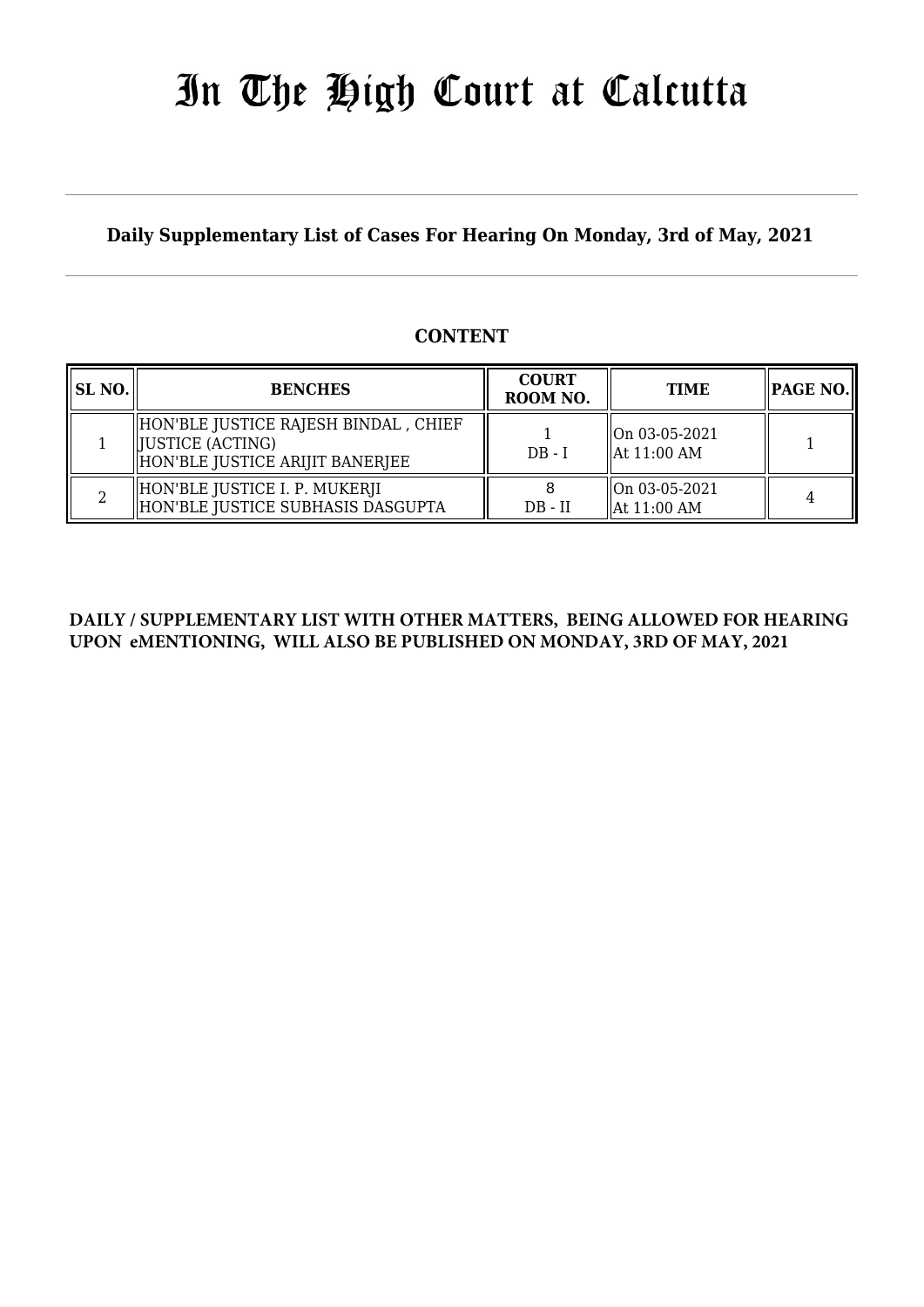# In The High Court at Calcutta

**Daily Supplementary List of Cases For Hearing On Monday, 3rd of May, 2021**

## CONTENT

| SL NO. | BENCHES | COURT ROOM NO. | TIME | PAGE NO. |
|---|---|---|---|---|
| 1 | HON'BLE JUSTICE RAJESH BINDAL , CHIEF JUSTICE (ACTING)<br>HON'BLE JUSTICE ARIJIT BANERJEE | 1<br>DB - I | On 03-05-2021<br>At 11:00 AM | 1 |
| 2 | HON'BLE JUSTICE I. P. MUKERJI<br>HON'BLE JUSTICE SUBHASIS DASGUPTA | 8<br>DB - II | On 03-05-2021<br>At 11:00 AM | 4 |

**DAILY / SUPPLEMENTARY LIST WITH OTHER MATTERS, BEING ALLOWED FOR HEARING UPON eMENTIONING, WILL ALSO BE PUBLISHED ON MONDAY, 3RD OF MAY, 2021**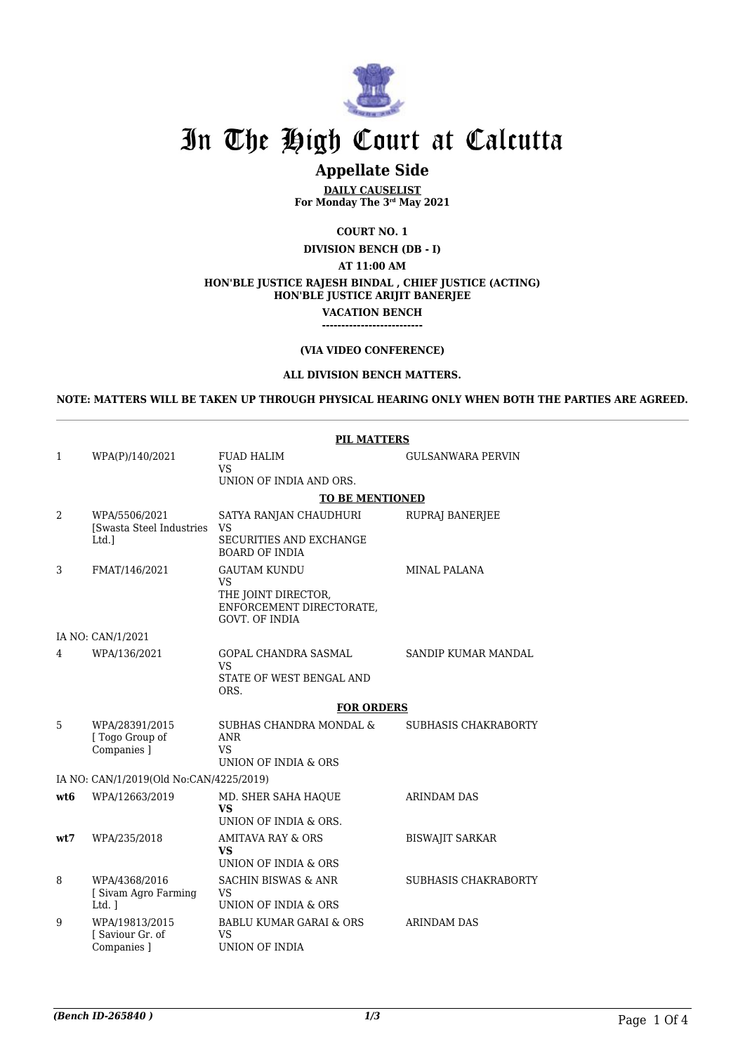# In The High Court at Calcutta

## Appellate Side

**DAILY CAUSELIST**
**For Monday The 3rd May 2021**

**COURT NO. 1**

**DIVISION BENCH (DB - I)**

**AT 11:00 AM**

**HON'BLE JUSTICE RAJESH BINDAL , CHIEF JUSTICE (ACTING)**
**HON'BLE JUSTICE ARIJIT BANERJEE**

**VACATION BENCH**

**--------------------------**

**(VIA VIDEO CONFERENCE)**

**ALL DIVISION BENCH MATTERS.**

**NOTE: MATTERS WILL BE TAKEN UP THROUGH PHYSICAL HEARING ONLY WHEN BOTH THE PARTIES ARE AGREED.**

| | | | |
|---|---|---|---|
| | | **PIL MATTERS** | |
| 1 | WPA(P)/140/2021 | FUAD HALIM VS UNION OF INDIA AND ORS. | GULSANWARA PERVIN |
| | | **TO BE MENTIONED** | |
| 2 | WPA/5506/2021 [Swasta Steel Industries Ltd.] | SATYA RANJAN CHAUDHURI VS SECURITIES AND EXCHANGE BOARD OF INDIA | RUPRAJ BANERJEE |
| 3 | FMAT/146/2021 | GAUTAM KUNDU VS THE JOINT DIRECTOR, ENFORCEMENT DIRECTORATE, GOVT. OF INDIA | MINAL PALANA |
| | IA NO: CAN/1/2021 | | |
| 4 | WPA/136/2021 | GOPAL CHANDRA SASMAL VS STATE OF WEST BENGAL AND ORS. | SANDIP KUMAR MANDAL |
| | | **FOR ORDERS** | |
| 5 | WPA/28391/2015 [ Togo Group of Companies ] | SUBHAS CHANDRA MONDAL & ANR VS UNION OF INDIA & ORS | SUBHASIS CHAKRABORTY |
| | IA NO: CAN/1/2019(Old No:CAN/4225/2019) | | |
| **wt6** | WPA/12663/2019 | MD. SHER SAHA HAQUE **VS** UNION OF INDIA & ORS. | ARINDAM DAS |
| **wt7** | WPA/235/2018 | AMITAVA RAY & ORS **VS** UNION OF INDIA & ORS | BISWAJIT SARKAR |
| 8 | WPA/4368/2016 [ Sivam Agro Farming Ltd. ] | SACHIN BISWAS & ANR VS UNION OF INDIA & ORS | SUBHASIS CHAKRABORTY |
| 9 | WPA/19813/2015 [ Saviour Gr. of Companies ] | BABLU KUMAR GARAI & ORS VS UNION OF INDIA | ARINDAM DAS |

*(Bench ID-265840 )*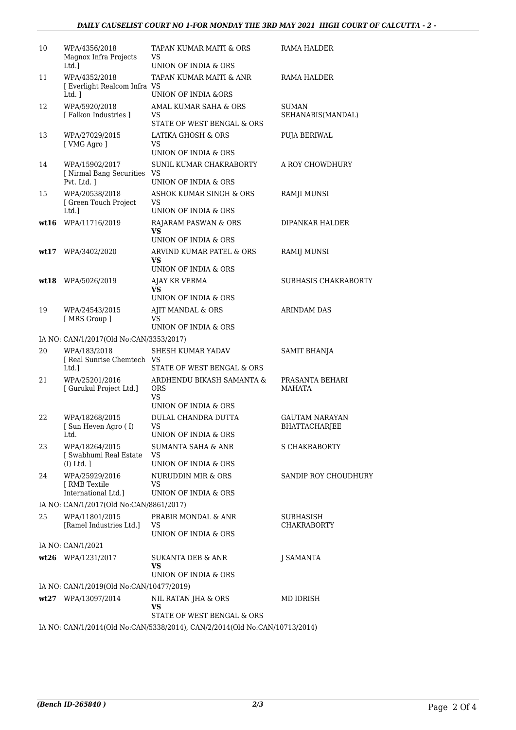| 10 | WPA/4356/2018<br>Magnox Infra Projects Ltd.] | TAPAN KUMAR MAITI & ORS<br>VS<br>UNION OF INDIA & ORS | RAMA HALDER |
|---|---|---|---|
| 11 | WPA/4352/2018<br>[ Everlight Realcom Infra Ltd. ] | TAPAN KUMAR MAITI & ANR<br>VS<br>UNION OF INDIA &ORS | RAMA HALDER |
| 12 | WPA/5920/2018<br>[ Falkon Industries ] | AMAL KUMAR SAHA & ORS<br>VS<br>STATE OF WEST BENGAL & ORS | SUMAN SEHANABIS(MANDAL) |
| 13 | WPA/27029/2015<br>[ VMG Agro ] | LATIKA GHOSH & ORS<br>VS<br>UNION OF INDIA & ORS | PUJA BERIWAL |
| 14 | WPA/15902/2017<br>[ Nirmal Bang Securities Pvt. Ltd. ] | SUNIL KUMAR CHAKRABORTY<br>VS<br>UNION OF INDIA & ORS | A ROY CHOWDHURY |
| 15 | WPA/20538/2018<br>[ Green Touch Project Ltd.] | ASHOK KUMAR SINGH & ORS<br>VS<br>UNION OF INDIA & ORS | RAMJI MUNSI |
| **wt16** | WPA/11716/2019 | RAJARAM PASWAN & ORS<br>**VS**<br>UNION OF INDIA & ORS | DIPANKAR HALDER |
| **wt17** | WPA/3402/2020 | ARVIND KUMAR PATEL & ORS<br>**VS**<br>UNION OF INDIA & ORS | RAMIJ MUNSI |
| **wt18** | WPA/5026/2019 | AJAY KR VERMA<br>**VS**<br>UNION OF INDIA & ORS | SUBHASIS CHAKRABORTY |
| 19 | WPA/24543/2015<br>[ MRS Group ] | AJIT MANDAL & ORS<br>VS<br>UNION OF INDIA & ORS | ARINDAM DAS |
| IA NO: CAN/1/2017(Old No:CAN/3353/2017) | | | |
| 20 | WPA/183/2018<br>[ Real Sunrise Chemtech Ltd.] | SHESH KUMAR YADAV<br>VS<br>STATE OF WEST BENGAL & ORS | SAMIT BHANJA |
| 21 | WPA/25201/2016<br>[ Gurukul Project Ltd.] | ARDHENDU BIKASH SAMANTA & ORS<br>VS<br>UNION OF INDIA & ORS | PRASANTA BEHARI MAHATA |
| 22 | WPA/18268/2015<br>[ Sun Heven Agro ( I) Ltd. | DULAL CHANDRA DUTTA<br>VS<br>UNION OF INDIA & ORS | GAUTAM NARAYAN BHATTACHARJEE |
| 23 | WPA/18264/2015<br>[ Swabhumi Real Estate (I) Ltd. ] | SUMANTA SAHA & ANR<br>VS<br>UNION OF INDIA & ORS | S CHAKRABORTY |
| 24 | WPA/25929/2016<br>[ RMB Textile International Ltd.] | NURUDDIN MIR & ORS<br>VS<br>UNION OF INDIA & ORS | SANDIP ROY CHOUDHURY |
| IA NO: CAN/1/2017(Old No:CAN/8861/2017) | | | |
| 25 | WPA/11801/2015<br>[Ramel Industries Ltd.] | PRABIR MONDAL & ANR<br>VS<br>UNION OF INDIA & ORS | SUBHASISH CHAKRABORTY |
| IA NO: CAN/1/2021 | | | |
| **wt26** | WPA/1231/2017 | SUKANTA DEB & ANR<br>**VS**<br>UNION OF INDIA & ORS | J SAMANTA |
| IA NO: CAN/1/2019(Old No:CAN/10477/2019) | | | |
| **wt27** | WPA/13097/2014 | NIL RATAN JHA & ORS<br>**VS**<br>STATE OF WEST BENGAL & ORS | MD IDRISH |
| IA NO: CAN/1/2014(Old No:CAN/5338/2014), CAN/2/2014(Old No:CAN/10713/2014) | | | |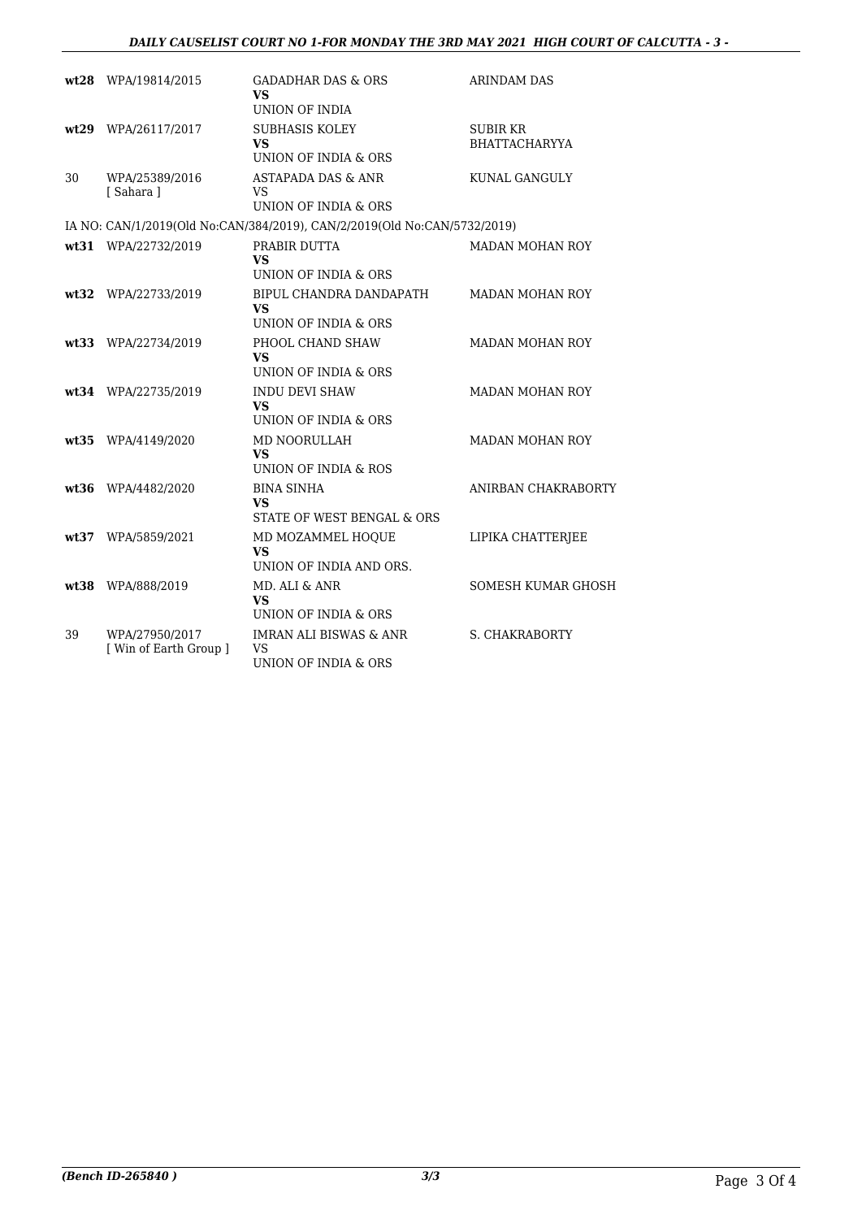| | | | |
|---|---|---|---|
| **wt28** | WPA/19814/2015 | GADADHAR DAS & ORS<br>**VS**<br>UNION OF INDIA | ARINDAM DAS |
| **wt29** | WPA/26117/2017 | SUBHASIS KOLEY<br>**VS**<br>UNION OF INDIA & ORS | SUBIR KR BHATTACHARYYA |
| 30 | WPA/25389/2016<br>[ Sahara ] | ASTAPADA DAS & ANR<br>VS<br>UNION OF INDIA & ORS | KUNAL GANGULY |

IA NO: CAN/1/2019(Old No:CAN/384/2019), CAN/2/2019(Old No:CAN/5732/2019)

| | | | |
|---|---|---|---|
| **wt31** | WPA/22732/2019 | PRABIR DUTTA<br>**VS**<br>UNION OF INDIA & ORS | MADAN MOHAN ROY |
| **wt32** | WPA/22733/2019 | BIPUL CHANDRA DANDAPATH<br>**VS**<br>UNION OF INDIA & ORS | MADAN MOHAN ROY |
| **wt33** | WPA/22734/2019 | PHOOL CHAND SHAW<br>**VS**<br>UNION OF INDIA & ORS | MADAN MOHAN ROY |
| **wt34** | WPA/22735/2019 | INDU DEVI SHAW<br>**VS**<br>UNION OF INDIA & ORS | MADAN MOHAN ROY |
| **wt35** | WPA/4149/2020 | MD NOORULLAH<br>**VS**<br>UNION OF INDIA & ROS | MADAN MOHAN ROY |
| **wt36** | WPA/4482/2020 | BINA SINHA<br>**VS**<br>STATE OF WEST BENGAL & ORS | ANIRBAN CHAKRABORTY |
| **wt37** | WPA/5859/2021 | MD MOZAMMEL HOQUE<br>**VS**<br>UNION OF INDIA AND ORS. | LIPIKA CHATTERJEE |
| **wt38** | WPA/888/2019 | MD. ALI & ANR<br>**VS**<br>UNION OF INDIA & ORS | SOMESH KUMAR GHOSH |
| 39 | WPA/27950/2017<br>[ Win of Earth Group ] | IMRAN ALI BISWAS & ANR<br>VS<br>UNION OF INDIA & ORS | S. CHAKRABORTY |

*(Bench ID-265840 )*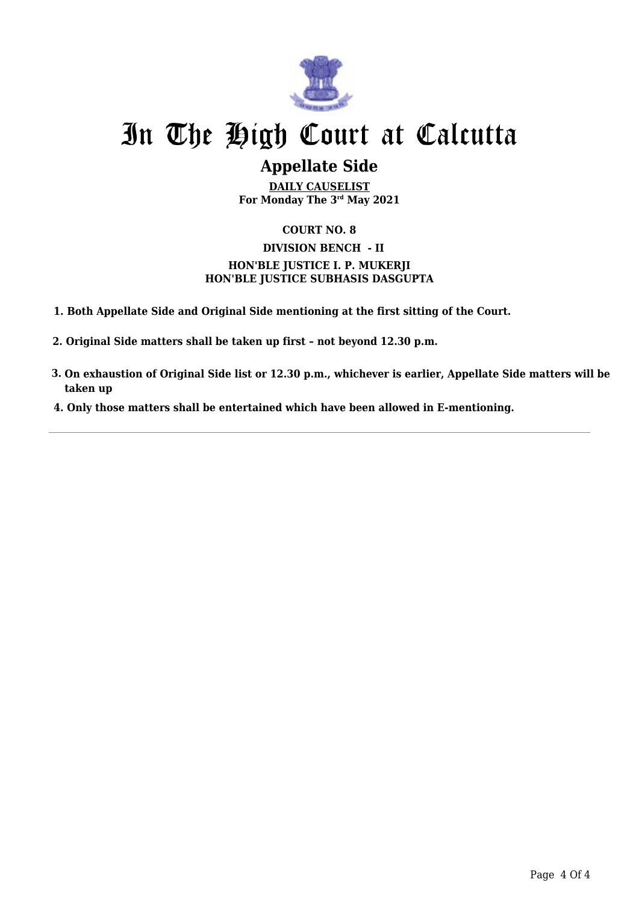# In The High Court at Calcutta

## Appellate Side

**DAILY CAUSELIST**
**For Monday The 3rd May 2021**

**COURT NO. 8**

**DIVISION BENCH - II**

**HON'BLE JUSTICE I. P. MUKERJI**
**HON'BLE JUSTICE SUBHASIS DASGUPTA**

1. **Both Appellate Side and Original Side mentioning at the first sitting of the Court.**
2. **Original Side matters shall be taken up first – not beyond 12.30 p.m.**
3. **On exhaustion of Original Side list or 12.30 p.m., whichever is earlier, Appellate Side matters will be taken up**
4. **Only those matters shall be entertained which have been allowed in E-mentioning.**